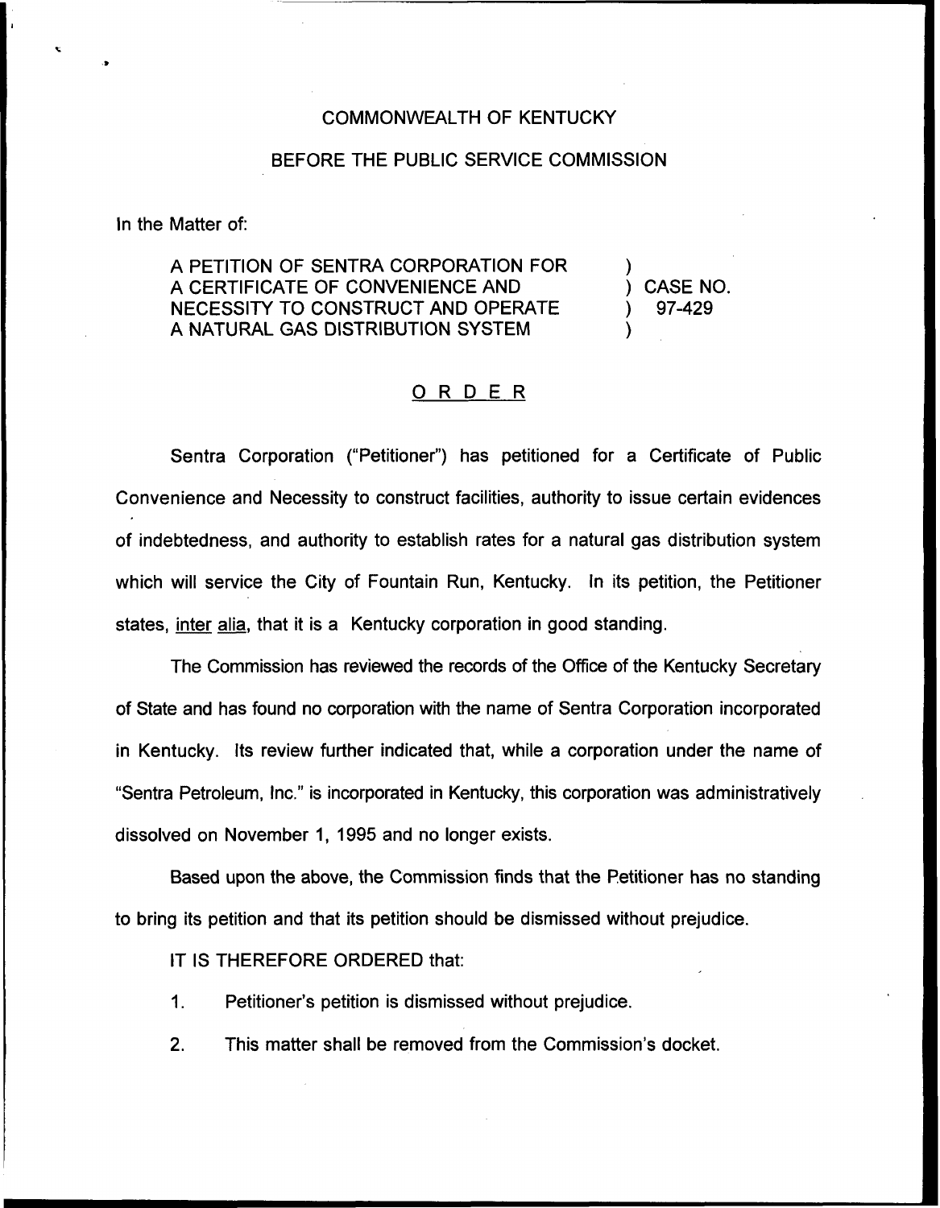COMMONWEALTH OF KENTUCKY

BEFORE THE PUBLIC SERVICE COMMISSION

In the Matter of:

A PETITION OF SENTRA CORPORATION FOR A CERTIFICATE OF CONVENIENCE AND NECESSITY TO CONSTRUCT AND OPERATE A NATURAL GAS DISTRIBUTION SYSTEM ) CASE NO. 97-429

## ORDER

Sentra Corporation ("Petitioner") has petitioned for a Certificate of Public Convenience and Necessity to construct facilities, authority to issue certain evidences of indebtedness, and authority to establish rates for a natural gas distribution system which will service the City of Fountain Run, Kentucky. In its petition, the Petitioner states, inter alia, that it is a Kentucky corporation in good standing.

The Commission has reviewed the records of the Office of the Kentucky Secretary of State and has found no corporation with the name of Sentra Corporation incorporated in Kentucky. Its review further indicated that, while a corporation under the name of "Sentra Petroleum, Inc." is incorporated in Kentucky, this corporation was administratively dissolved on November 1, 1995 and no longer exists.

Based upon the above, the Commission finds that the Petitioner has no standing to bring its petition and that its petition should be dismissed without prejudice.

IT IS THEREFORE ORDERED that:

1. Petitioner's petition is dismissed without prejudice.
2. This matter shall be removed from the Commission's docket.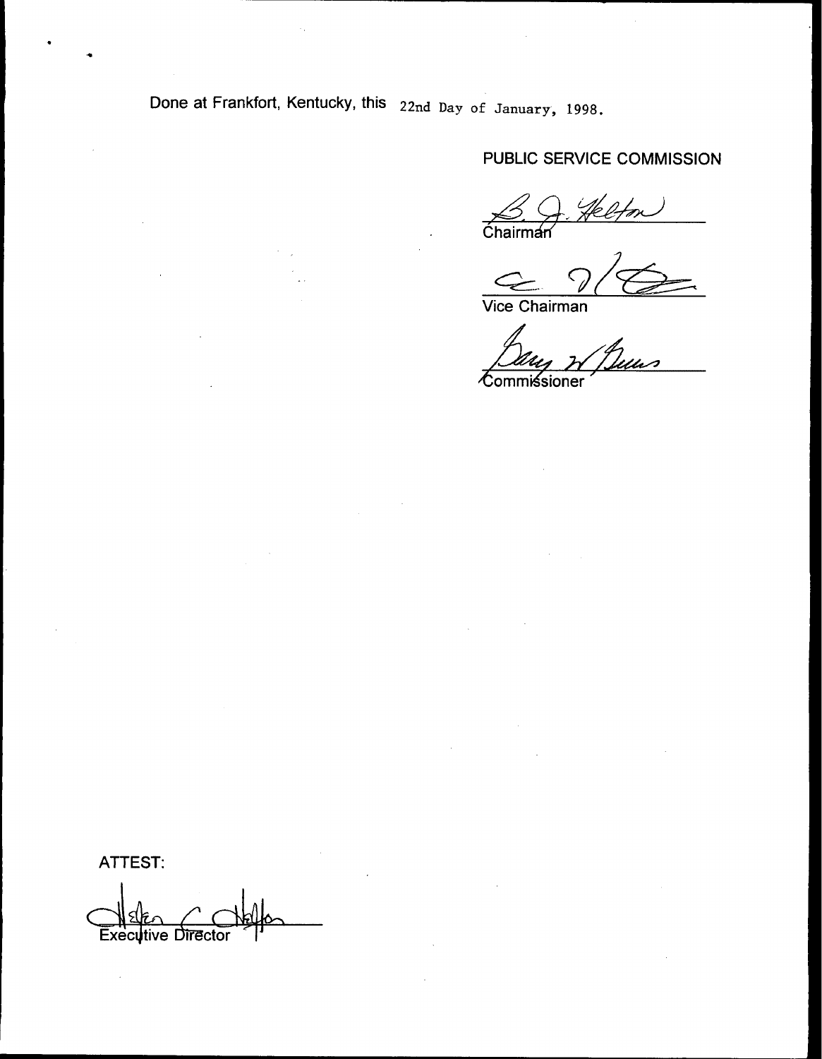Done at Frankfort, Kentucky, this 22nd Day of January, 1998.

PUBLIC SERVICE COMMISSION

Chairman

Vice Chairman

Commissioner

ATTEST:

Executive Director